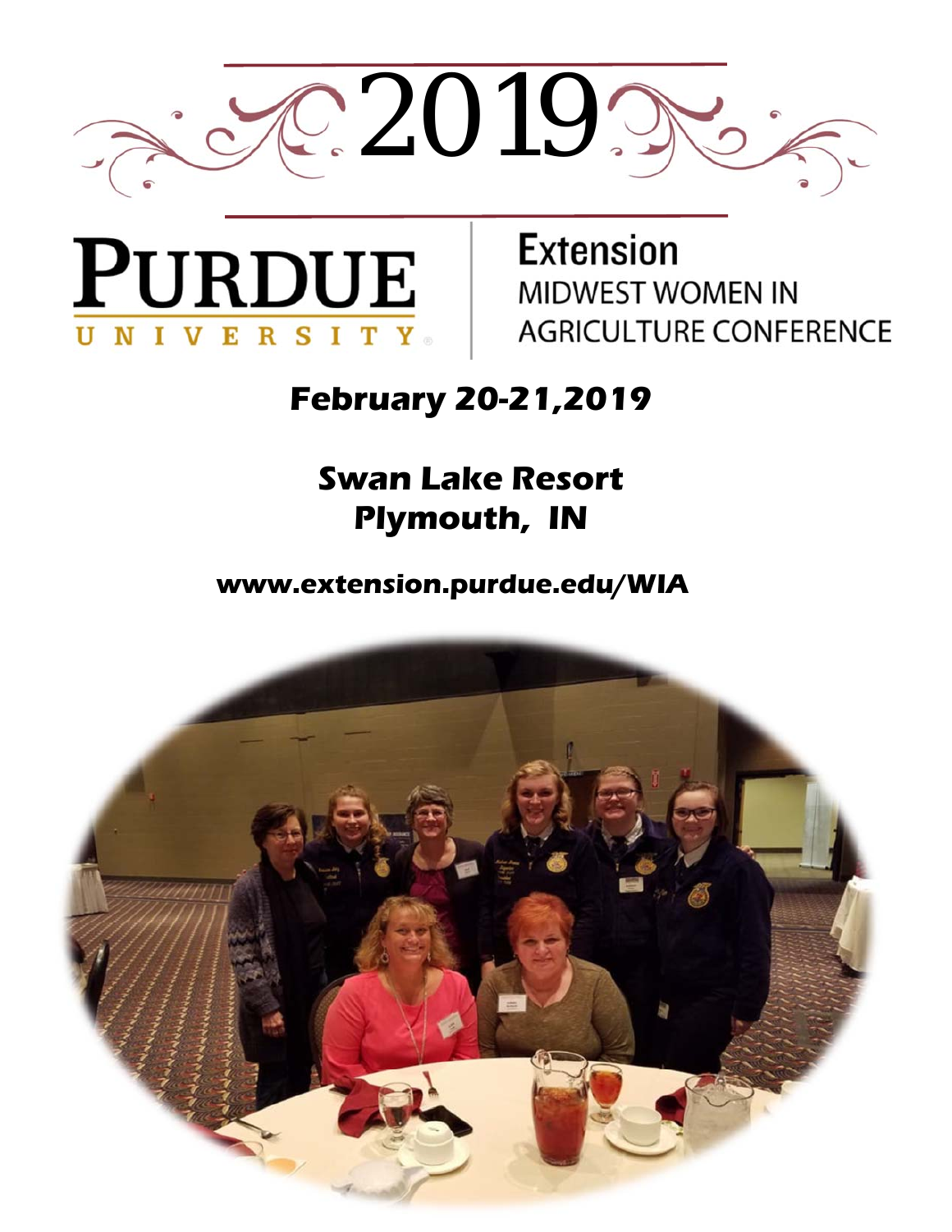# 2019

# PURDUE UNIVERSITY

## Extension
## MIDWEST WOMEN IN AGRICULTURE CONFERENCE

**February 20-21,2019**

**Swan Lake Resort**
**Plymouth, IN**

**www.extension.purdue.edu/WIA**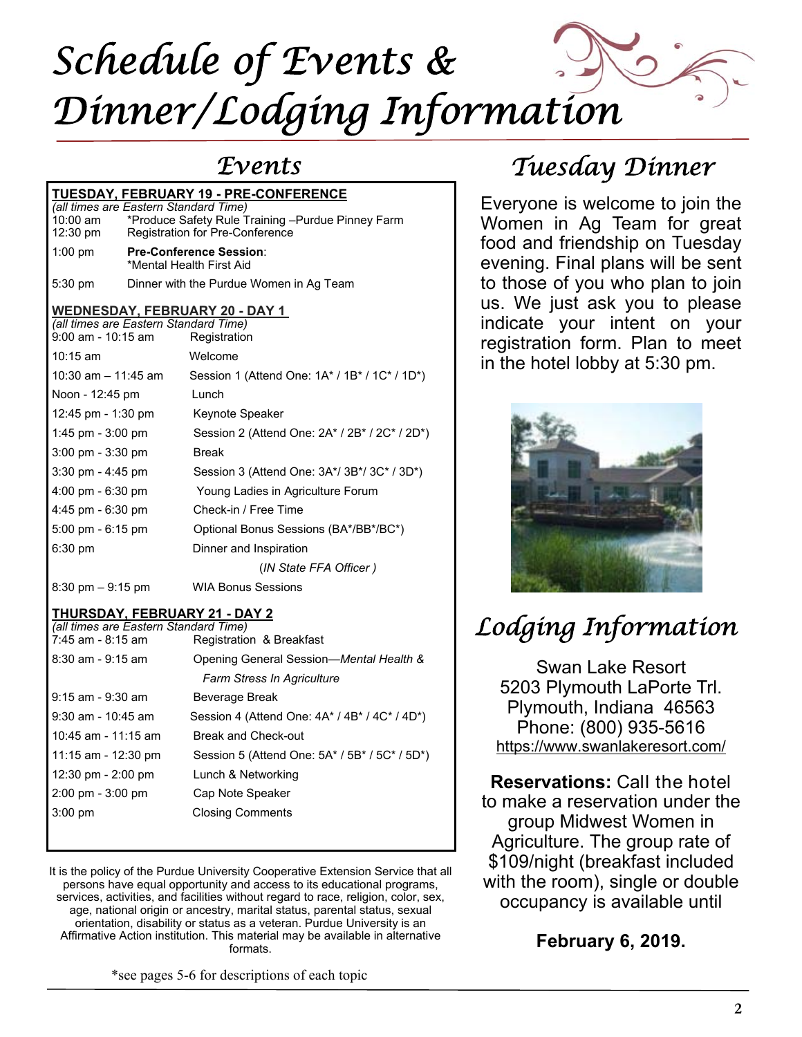# Schedule of Events & Dinner/Lodging Information

## Events

**TUESDAY, FEBRUARY 19 - PRE-CONFERENCE**
*(all times are Eastern Standard Time)*

| Time | Event |
|---|---|
| 10:00 am | *Produce Safety Rule Training –Purdue Pinney Farm |
| 12:30 pm | Registration for Pre-Conference |
| 1:00 pm | **Pre-Conference Session**: *Mental Health First Aid |
| 5:30 pm | Dinner with the Purdue Women in Ag Team |

**WEDNESDAY, FEBRUARY 20 - DAY 1**
*(all times are Eastern Standard Time)*

| Time | Event |
|---|---|
| 9:00 am - 10:15 am | Registration |
| 10:15 am | Welcome |
| 10:30 am – 11:45 am | Session 1 (Attend One: 1A* / 1B* / 1C* / 1D*) |
| Noon - 12:45 pm | Lunch |
| 12:45 pm - 1:30 pm | Keynote Speaker |
| 1:45 pm - 3:00 pm | Session 2 (Attend One: 2A* / 2B* / 2C* / 2D*) |
| 3:00 pm - 3:30 pm | Break |
| 3:30 pm - 4:45 pm | Session 3 (Attend One: 3A*/ 3B*/ 3C* / 3D*) |
| 4:00 pm - 6:30 pm | Young Ladies in Agriculture Forum |
| 4:45 pm - 6:30 pm | Check-in / Free Time |
| 5:00 pm - 6:15 pm | Optional Bonus Sessions (BA*/BB*/BC*) |
| 6:30 pm | Dinner and Inspiration (*IN State FFA Officer*) |
| 8:30 pm – 9:15 pm | WIA Bonus Sessions |

**THURSDAY, FEBRUARY 21 - DAY 2**
*(all times are Eastern Standard Time)*

| Time | Event |
|---|---|
| 7:45 am - 8:15 am | Registration & Breakfast |
| 8:30 am - 9:15 am | Opening General Session—*Mental Health & Farm Stress In Agriculture* |
| 9:15 am - 9:30 am | Beverage Break |
| 9:30 am - 10:45 am | Session 4 (Attend One: 4A* / 4B* / 4C* / 4D*) |
| 10:45 am - 11:15 am | Break and Check-out |
| 11:15 am - 12:30 pm | Session 5 (Attend One: 5A* / 5B* / 5C* / 5D*) |
| 12:30 pm - 2:00 pm | Lunch & Networking |
| 2:00 pm - 3:00 pm | Cap Note Speaker |
| 3:00 pm | Closing Comments |

It is the policy of the Purdue University Cooperative Extension Service that all persons have equal opportunity and access to its educational programs, services, activities, and facilities without regard to race, religion, color, sex, age, national origin or ancestry, marital status, parental status, sexual orientation, disability or status as a veteran. Purdue University is an Affirmative Action institution. This material may be available in alternative formats.

*see pages 5-6 for descriptions of each topic

## Tuesday Dinner

Everyone is welcome to join the Women in Ag Team for great food and friendship on Tuesday evening. Final plans will be sent to those of you who plan to join us. We just ask you to please indicate your intent on your registration form. Plan to meet in the hotel lobby at 5:30 pm.

## Lodging Information

Swan Lake Resort
5203 Plymouth LaPorte Trl.
Plymouth, Indiana 46563
Phone: (800) 935-5616
https://www.swanlakeresort.com/

**Reservations:** Call the hotel to make a reservation under the group Midwest Women in Agriculture. The group rate of $109/night (breakfast included with the room), single or double occupancy is available until

**February 6, 2019.**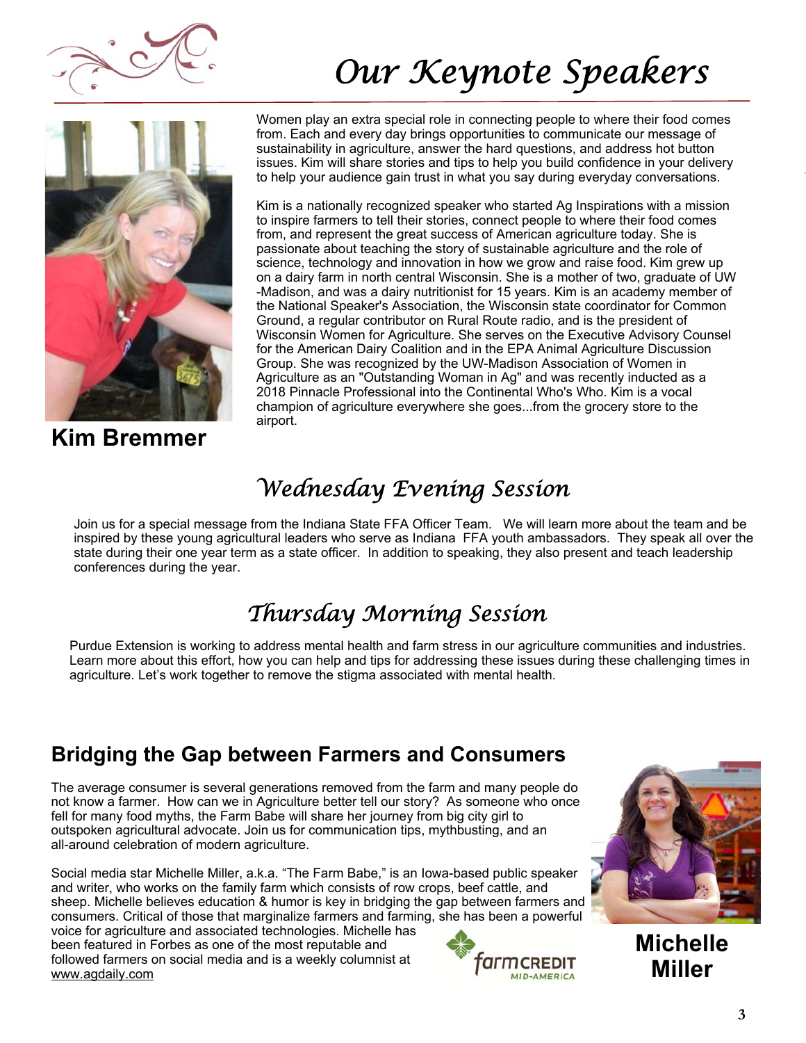# Our Keynote Speakers

Women play an extra special role in connecting people to where their food comes from. Each and every day brings opportunities to communicate our message of sustainability in agriculture, answer the hard questions, and address hot button issues. Kim will share stories and tips to help you build confidence in your delivery to help your audience gain trust in what you say during everyday conversations.

Kim is a nationally recognized speaker who started Ag Inspirations with a mission to inspire farmers to tell their stories, connect people to where their food comes from, and represent the great success of American agriculture today. She is passionate about teaching the story of sustainable agriculture and the role of science, technology and innovation in how we grow and raise food. Kim grew up on a dairy farm in north central Wisconsin. She is a mother of two, graduate of UW-Madison, and was a dairy nutritionist for 15 years. Kim is an academy member of the National Speaker's Association, the Wisconsin state coordinator for Common Ground, a regular contributor on Rural Route radio, and is the president of Wisconsin Women for Agriculture. She serves on the Executive Advisory Counsel for the American Dairy Coalition and in the EPA Animal Agriculture Discussion Group. She was recognized by the UW-Madison Association of Women in Agriculture as an "Outstanding Woman in Ag" and was recently inducted as a 2018 Pinnacle Professional into the Continental Who's Who. Kim is a vocal champion of agriculture everywhere she goes...from the grocery store to the airport.

**Kim Bremmer**

## Wednesday Evening Session

Join us for a special message from the Indiana State FFA Officer Team. We will learn more about the team and be inspired by these young agricultural leaders who serve as Indiana FFA youth ambassadors. They speak all over the state during their one year term as a state officer. In addition to speaking, they also present and teach leadership conferences during the year.

## Thursday Morning Session

Purdue Extension is working to address mental health and farm stress in our agriculture communities and industries. Learn more about this effort, how you can help and tips for addressing these issues during these challenging times in agriculture. Let's work together to remove the stigma associated with mental health.

## Bridging the Gap between Farmers and Consumers

The average consumer is several generations removed from the farm and many people do not know a farmer. How can we in Agriculture better tell our story? As someone who once fell for many food myths, the Farm Babe will share her journey from big city girl to outspoken agricultural advocate. Join us for communication tips, mythbusting, and an all-around celebration of modern agriculture.

Social media star Michelle Miller, a.k.a. "The Farm Babe," is an Iowa-based public speaker and writer, who works on the family farm which consists of row crops, beef cattle, and sheep. Michelle believes education & humor is key in bridging the gap between farmers and consumers. Critical of those that marginalize farmers and farming, she has been a powerful voice for agriculture and associated technologies. Michelle has been featured in Forbes as one of the most reputable and followed farmers on social media and is a weekly columnist at www.agdaily.com

farm CREDIT MID-AMERICA

**Michelle Miller**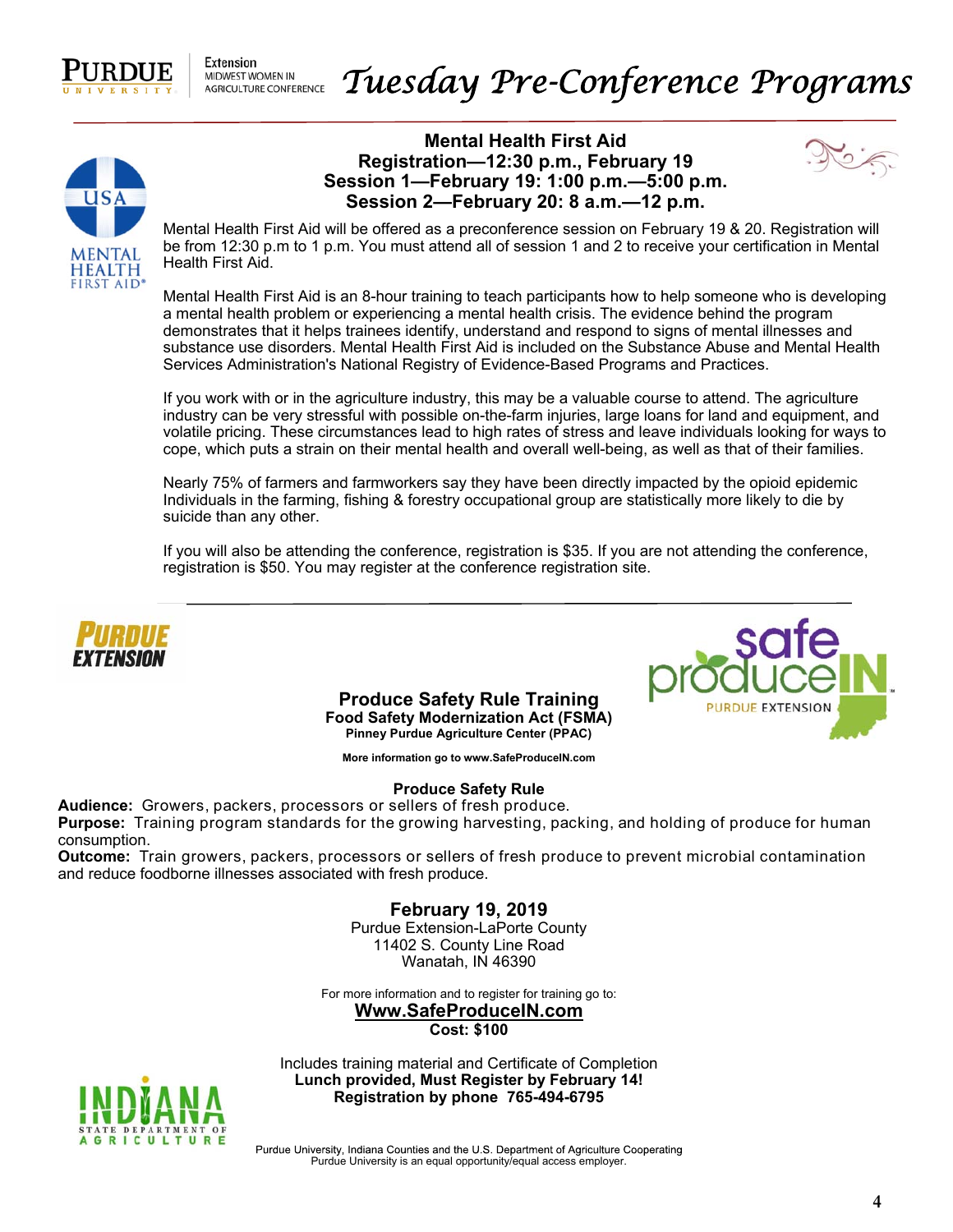# Tuesday Pre-Conference Programs

## Mental Health First Aid

**Registration—12:30 p.m., February 19**
**Session 1—February 19: 1:00 p.m.—5:00 p.m.**
**Session 2—February 20: 8 a.m.—12 p.m.**

Mental Health First Aid will be offered as a preconference session on February 19 & 20. Registration will be from 12:30 p.m to 1 p.m. You must attend all of session 1 and 2 to receive your certification in Mental Health First Aid.

Mental Health First Aid is an 8-hour training to teach participants how to help someone who is developing a mental health problem or experiencing a mental health crisis. The evidence behind the program demonstrates that it helps trainees identify, understand and respond to signs of mental illnesses and substance use disorders. Mental Health First Aid is included on the Substance Abuse and Mental Health Services Administration's National Registry of Evidence-Based Programs and Practices.

If you work with or in the agriculture industry, this may be a valuable course to attend. The agriculture industry can be very stressful with possible on-the-farm injuries, large loans for land and equipment, and volatile pricing. These circumstances lead to high rates of stress and leave individuals looking for ways to cope, which puts a strain on their mental health and overall well-being, as well as that of their families.

Nearly 75% of farmers and farmworkers say they have been directly impacted by the opioid epidemic Individuals in the farming, fishing & forestry occupational group are statistically more likely to die by suicide than any other.

If you will also be attending the conference, registration is $35. If you are not attending the conference, registration is $50. You may register at the conference registration site.

---

## Produce Safety Rule Training

**Food Safety Modernization Act (FSMA)**
**Pinney Purdue Agriculture Center (PPAC)**

**More information go to www.SafeProduceIN.com**

### Produce Safety Rule

**Audience:** Growers, packers, processors or sellers of fresh produce.
**Purpose:** Training program standards for the growing harvesting, packing, and holding of produce for human consumption.
**Outcome:** Train growers, packers, processors or sellers of fresh produce to prevent microbial contamination and reduce foodborne illnesses associated with fresh produce.

**February 19, 2019**
Purdue Extension-LaPorte County
11402 S. County Line Road
Wanatah, IN 46390

For more information and to register for training go to:
**Www.SafeProduceIN.com**
**Cost: $100**

Includes training material and Certificate of Completion
**Lunch provided, Must Register by February 14!**
**Registration by phone 765-494-6795**

Purdue University, Indiana Counties and the U.S. Department of Agriculture Cooperating
Purdue University is an equal opportunity/equal access employer.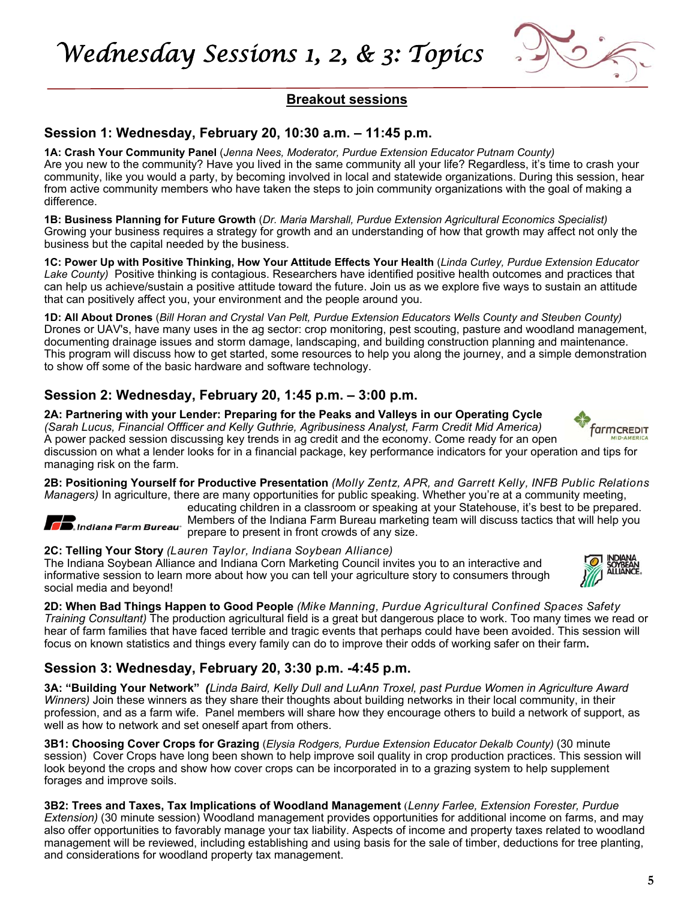# Wednesday Sessions 1, 2, & 3: Topics

## Breakout sessions

### Session 1: Wednesday, February 20, 10:30 a.m. – 11:45 p.m.

**1A: Crash Your Community Panel** (*Jenna Nees, Moderator, Purdue Extension Educator Putnam County)*
Are you new to the community? Have you lived in the same community all your life? Regardless, it's time to crash your community, like you would a party, by becoming involved in local and statewide organizations. During this session, hear from active community members who have taken the steps to join community organizations with the goal of making a difference.

**1B: Business Planning for Future Growth** (*Dr. Maria Marshall, Purdue Extension Agricultural Economics Specialist)*
Growing your business requires a strategy for growth and an understanding of how that growth may affect not only the business but the capital needed by the business.

**1C: Power Up with Positive Thinking, How Your Attitude Effects Your Health** (*Linda Curley, Purdue Extension Educator Lake County)* Positive thinking is contagious. Researchers have identified positive health outcomes and practices that can help us achieve/sustain a positive attitude toward the future. Join us as we explore five ways to sustain an attitude that can positively affect you, your environment and the people around you.

**1D: All About Drones** (*Bill Horan and Crystal Van Pelt, Purdue Extension Educators Wells County and Steuben County)*
Drones or UAV's, have many uses in the ag sector: crop monitoring, pest scouting, pasture and woodland management, documenting drainage issues and storm damage, landscaping, and building construction planning and maintenance. This program will discuss how to get started, some resources to help you along the journey, and a simple demonstration to show off some of the basic hardware and software technology.

### Session 2: Wednesday, February 20, 1:45 p.m. – 3:00 p.m.

**2A: Partnering with your Lender: Preparing for the Peaks and Valleys in our Operating Cycle**
*(Sarah Lucus, Financial Offficer and Kelly Guthrie, Agribusiness Analyst, Farm Credit Mid America)*
A power packed session discussing key trends in ag credit and the economy. Come ready for an open discussion on what a lender looks for in a financial package, key performance indicators for your operation and tips for managing risk on the farm.

**2B: Positioning Yourself for Productive Presentation** *(Molly Zentz, APR, and Garrett Kelly, INFB Public Relations Managers)* In agriculture, there are many opportunities for public speaking. Whether you're at a community meeting, educating children in a classroom or speaking at your Statehouse, it's best to be prepared. Members of the Indiana Farm Bureau marketing team will discuss tactics that will help you prepare to present in front crowds of any size.

**2C: Telling Your Story** *(Lauren Taylor, Indiana Soybean Alliance)*
The Indiana Soybean Alliance and Indiana Corn Marketing Council invites you to an interactive and informative session to learn more about how you can tell your agriculture story to consumers through social media and beyond!

**2D: When Bad Things Happen to Good People** *(Mike Manning, Purdue Agricultural Confined Spaces Safety Training Consultant)* The production agricultural field is a great but dangerous place to work. Too many times we read or hear of farm families that have faced terrible and tragic events that perhaps could have been avoided. This session will focus on known statistics and things every family can do to improve their odds of working safer on their farm**.**

### Session 3: Wednesday, February 20, 3:30 p.m. -4:45 p.m.

**3A: "Building Your Network"** ***(****Linda Baird, Kelly Dull and LuAnn Troxel, past Purdue Women in Agriculture Award Winners)* Join these winners as they share their thoughts about building networks in their local community, in their profession, and as a farm wife. Panel members will share how they encourage others to build a network of support, as well as how to network and set oneself apart from others.

**3B1: Choosing Cover Crops for Grazing** (*Elysia Rodgers, Purdue Extension Educator Dekalb County)* (30 minute session) Cover Crops have long been shown to help improve soil quality in crop production practices. This session will look beyond the crops and show how cover crops can be incorporated in to a grazing system to help supplement forages and improve soils.

**3B2: Trees and Taxes, Tax Implications of Woodland Management** (*Lenny Farlee, Extension Forester, Purdue Extension)* (30 minute session) Woodland management provides opportunities for additional income on farms, and may also offer opportunities to favorably manage your tax liability. Aspects of income and property taxes related to woodland management will be reviewed, including establishing and using basis for the sale of timber, deductions for tree planting, and considerations for woodland property tax management.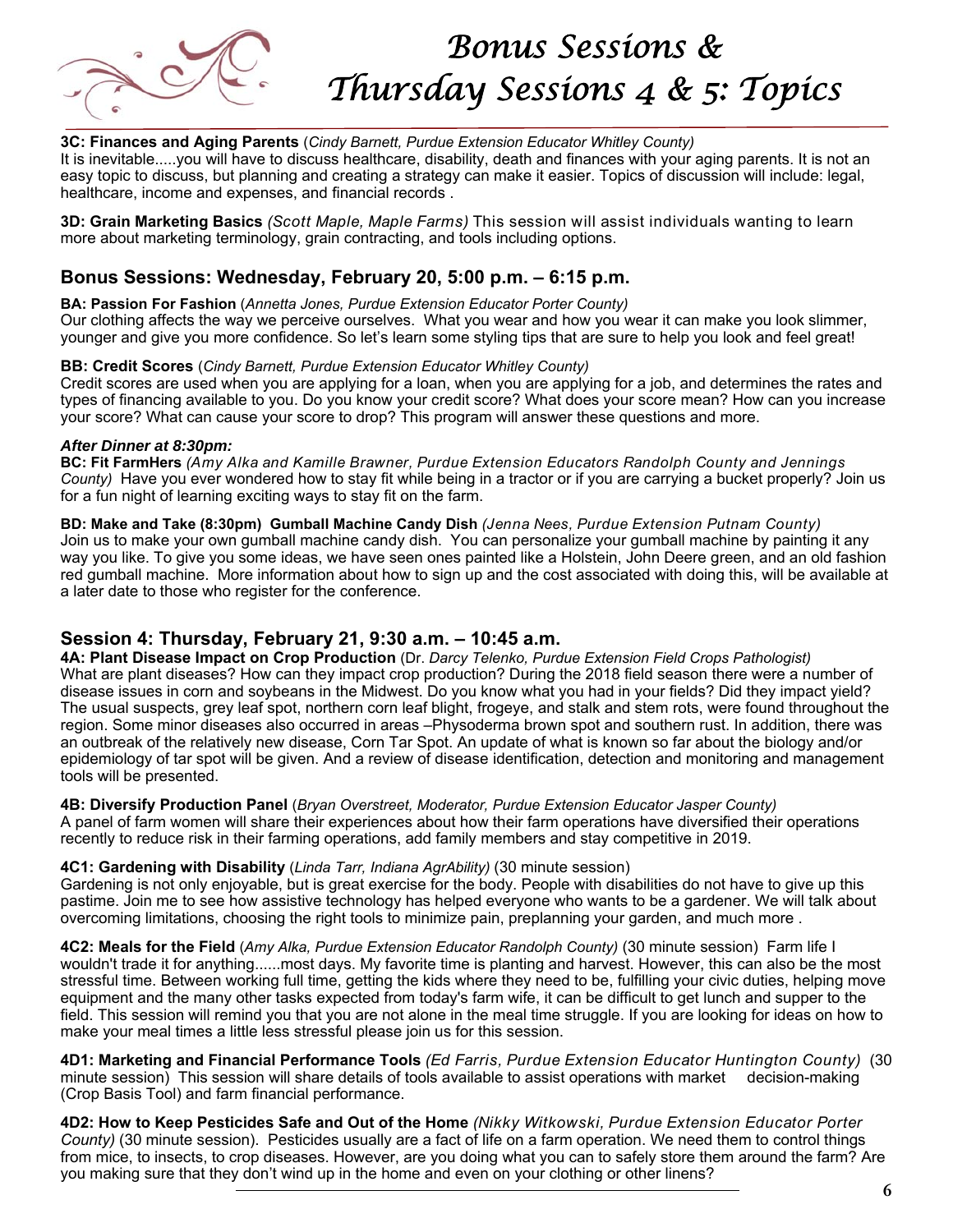# Bonus Sessions & Thursday Sessions 4 & 5: Topics

**3C: Finances and Aging Parents** (*Cindy Barnett, Purdue Extension Educator Whitley County)*
It is inevitable.....you will have to discuss healthcare, disability, death and finances with your aging parents. It is not an easy topic to discuss, but planning and creating a strategy can make it easier. Topics of discussion will include: legal, healthcare, income and expenses, and financial records .

**3D: Grain Marketing Basics** *(Scott Maple, Maple Farms)* This session will assist individuals wanting to learn more about marketing terminology, grain contracting, and tools including options.

## Bonus Sessions: Wednesday, February 20, 5:00 p.m. – 6:15 p.m.

**BA: Passion For Fashion** (*Annetta Jones, Purdue Extension Educator Porter County)*
Our clothing affects the way we perceive ourselves. What you wear and how you wear it can make you look slimmer, younger and give you more confidence. So let's learn some styling tips that are sure to help you look and feel great!

**BB: Credit Scores** (*Cindy Barnett, Purdue Extension Educator Whitley County)*
Credit scores are used when you are applying for a loan, when you are applying for a job, and determines the rates and types of financing available to you. Do you know your credit score? What does your score mean? How can you increase your score? What can cause your score to drop? This program will answer these questions and more.

***After Dinner at 8:30pm:***
**BC: Fit FarmHers** *(Amy Alka and Kamille Brawner, Purdue Extension Educators Randolph County and Jennings County)* Have you ever wondered how to stay fit while being in a tractor or if you are carrying a bucket properly? Join us for a fun night of learning exciting ways to stay fit on the farm.

**BD: Make and Take (8:30pm) Gumball Machine Candy Dish** *(Jenna Nees, Purdue Extension Putnam County)*
Join us to make your own gumball machine candy dish. You can personalize your gumball machine by painting it any way you like. To give you some ideas, we have seen ones painted like a Holstein, John Deere green, and an old fashion red gumball machine. More information about how to sign up and the cost associated with doing this, will be available at a later date to those who register for the conference.

## Session 4: Thursday, February 21, 9:30 a.m. – 10:45 a.m.

**4A: Plant Disease Impact on Crop Production** (Dr. *Darcy Telenko, Purdue Extension Field Crops Pathologist)*
What are plant diseases? How can they impact crop production? During the 2018 field season there were a number of disease issues in corn and soybeans in the Midwest. Do you know what you had in your fields? Did they impact yield? The usual suspects, grey leaf spot, northern corn leaf blight, frogeye, and stalk and stem rots, were found throughout the region. Some minor diseases also occurred in areas –Physoderma brown spot and southern rust. In addition, there was an outbreak of the relatively new disease, Corn Tar Spot. An update of what is known so far about the biology and/or epidemiology of tar spot will be given. And a review of disease identification, detection and monitoring and management tools will be presented.

**4B: Diversify Production Panel** (*Bryan Overstreet, Moderator, Purdue Extension Educator Jasper County)*
A panel of farm women will share their experiences about how their farm operations have diversified their operations recently to reduce risk in their farming operations, add family members and stay competitive in 2019.

**4C1: Gardening with Disability** (*Linda Tarr, Indiana AgrAbility)* (30 minute session)
Gardening is not only enjoyable, but is great exercise for the body. People with disabilities do not have to give up this pastime. Join me to see how assistive technology has helped everyone who wants to be a gardener. We will talk about overcoming limitations, choosing the right tools to minimize pain, preplanning your garden, and much more .

**4C2: Meals for the Field** (*Amy Alka, Purdue Extension Educator Randolph County)* (30 minute session) Farm life I wouldn't trade it for anything......most days. My favorite time is planting and harvest. However, this can also be the most stressful time. Between working full time, getting the kids where they need to be, fulfilling your civic duties, helping move equipment and the many other tasks expected from today's farm wife, it can be difficult to get lunch and supper to the field. This session will remind you that you are not alone in the meal time struggle. If you are looking for ideas on how to make your meal times a little less stressful please join us for this session.

**4D1: Marketing and Financial Performance Tools** *(Ed Farris, Purdue Extension Educator Huntington County)* (30 minute session) This session will share details of tools available to assist operations with market decision-making (Crop Basis Tool) and farm financial performance.

**4D2: How to Keep Pesticides Safe and Out of the Home** *(Nikky Witkowski, Purdue Extension Educator Porter County)* (30 minute session). Pesticides usually are a fact of life on a farm operation. We need them to control things from mice, to insects, to crop diseases. However, are you doing what you can to safely store them around the farm? Are you making sure that they don't wind up in the home and even on your clothing or other linens?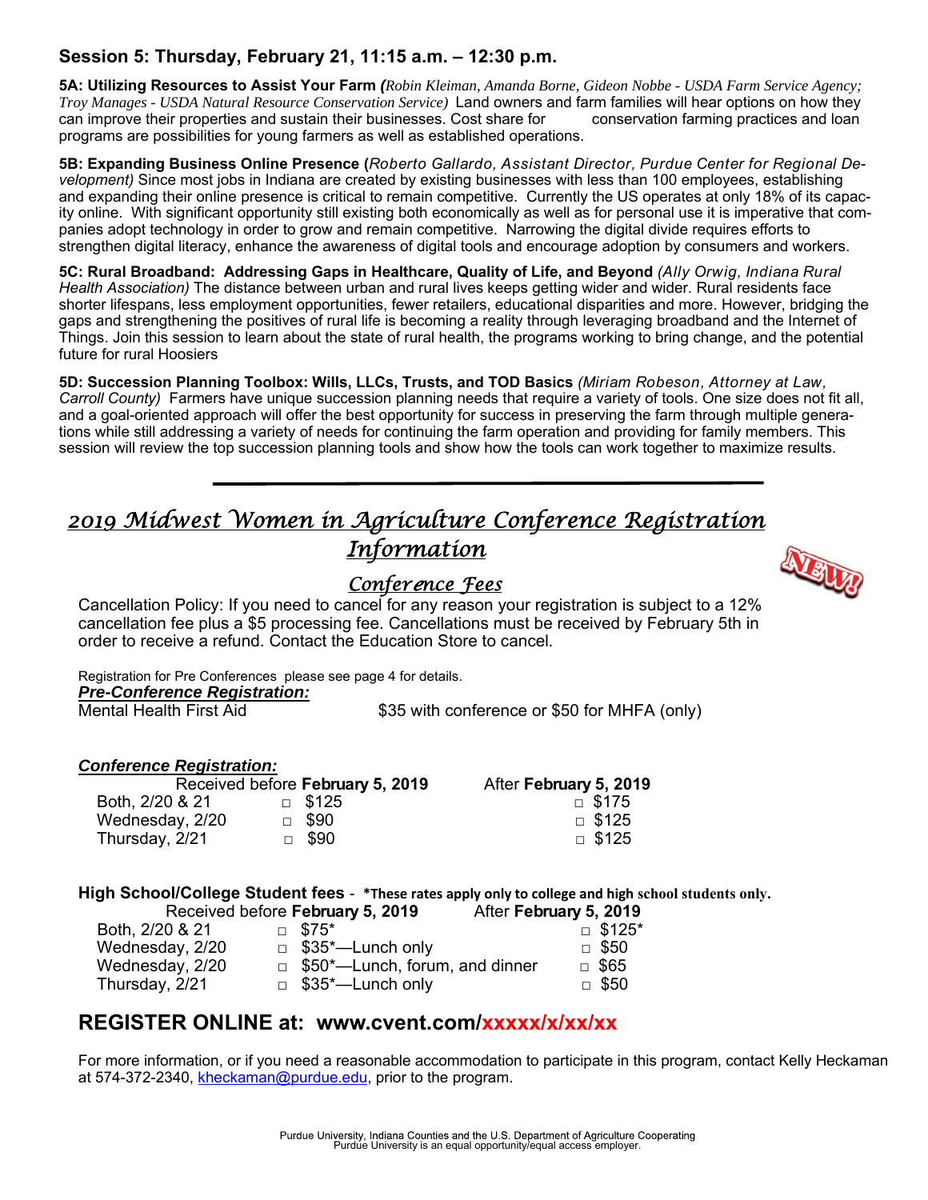## Session 5: Thursday, February 21, 11:15 a.m. – 12:30 p.m.

**5A: Utilizing Resources to Assist Your Farm** *(Robin Kleiman, Amanda Borne, Gideon Nobbe - USDA Farm Service Agency; Troy Manages - USDA Natural Resource Conservation Service)* Land owners and farm families will hear options on how they can improve their properties and sustain their businesses. Cost share for conservation farming practices and loan programs are possibilities for young farmers as well as established operations.

**5B: Expanding Business Online Presence** (*Roberto Gallardo, Assistant Director, Purdue Center for Regional Development)* Since most jobs in Indiana are created by existing businesses with less than 100 employees, establishing and expanding their online presence is critical to remain competitive. Currently the US operates at only 18% of its capacity online. With significant opportunity still existing both economically as well as for personal use it is imperative that companies adopt technology in order to grow and remain competitive. Narrowing the digital divide requires efforts to strengthen digital literacy, enhance the awareness of digital tools and encourage adoption by consumers and workers.

**5C: Rural Broadband: Addressing Gaps in Healthcare, Quality of Life, and Beyond** *(Ally Orwig, Indiana Rural Health Association)* The distance between urban and rural lives keeps getting wider and wider. Rural residents face shorter lifespans, less employment opportunities, fewer retailers, educational disparities and more. However, bridging the gaps and strengthening the positives of rural life is becoming a reality through leveraging broadband and the Internet of Things. Join this session to learn about the state of rural health, the programs working to bring change, and the potential future for rural Hoosiers

**5D: Succession Planning Toolbox: Wills, LLCs, Trusts, and TOD Basics** *(Miriam Robeson, Attorney at Law, Carroll County)* Farmers have unique succession planning needs that require a variety of tools. One size does not fit all, and a goal-oriented approach will offer the best opportunity for success in preserving the farm through multiple generations while still addressing a variety of needs for continuing the farm operation and providing for family members. This session will review the top succession planning tools and show how the tools can work together to maximize results.

---

# 2019 Midwest Women in Agriculture Conference Registration Information

NEW!

## Conference Fees

Cancellation Policy: If you need to cancel for any reason your registration is subject to a 12% cancellation fee plus a $5 processing fee. Cancellations must be received by February 5th in order to receive a refund. Contact the Education Store to cancel.

Registration for Pre Conferences please see page 4 for details.

***Pre-Conference Registration:***

Mental Health First Aid — $35 with conference or $50 for MHFA (only)

***Conference Registration:***

| | Received before **February 5, 2019** | After **February 5, 2019** |
|---|---|---|
| Both, 2/20 & 21 | □ $125 | □ $175 |
| Wednesday, 2/20 | □ $90 | □ $125 |
| Thursday, 2/21 | □ $90 | □ $125 |

**High School/College Student fees** - **\*These rates apply only to college and high school students only.**

| | Received before **February 5, 2019** | After **February 5, 2019** |
|---|---|---|
| Both, 2/20 & 21 | □ $75* | □ $125* |
| Wednesday, 2/20 | □ $35*—Lunch only | □ $50 |
| Wednesday, 2/20 | □ $50*—Lunch, forum, and dinner | □ $65 |
| Thursday, 2/21 | □ $35*—Lunch only | □ $50 |

## REGISTER ONLINE at: www.cvent.com/xxxxx/x/xx/xx

For more information, or if you need a reasonable accommodation to participate in this program, contact Kelly Heckaman at 574-372-2340, kheckaman@purdue.edu, prior to the program.

Purdue University, Indiana Counties and the U.S. Department of Agriculture Cooperating
Purdue University is an equal opportunity/equal access employer.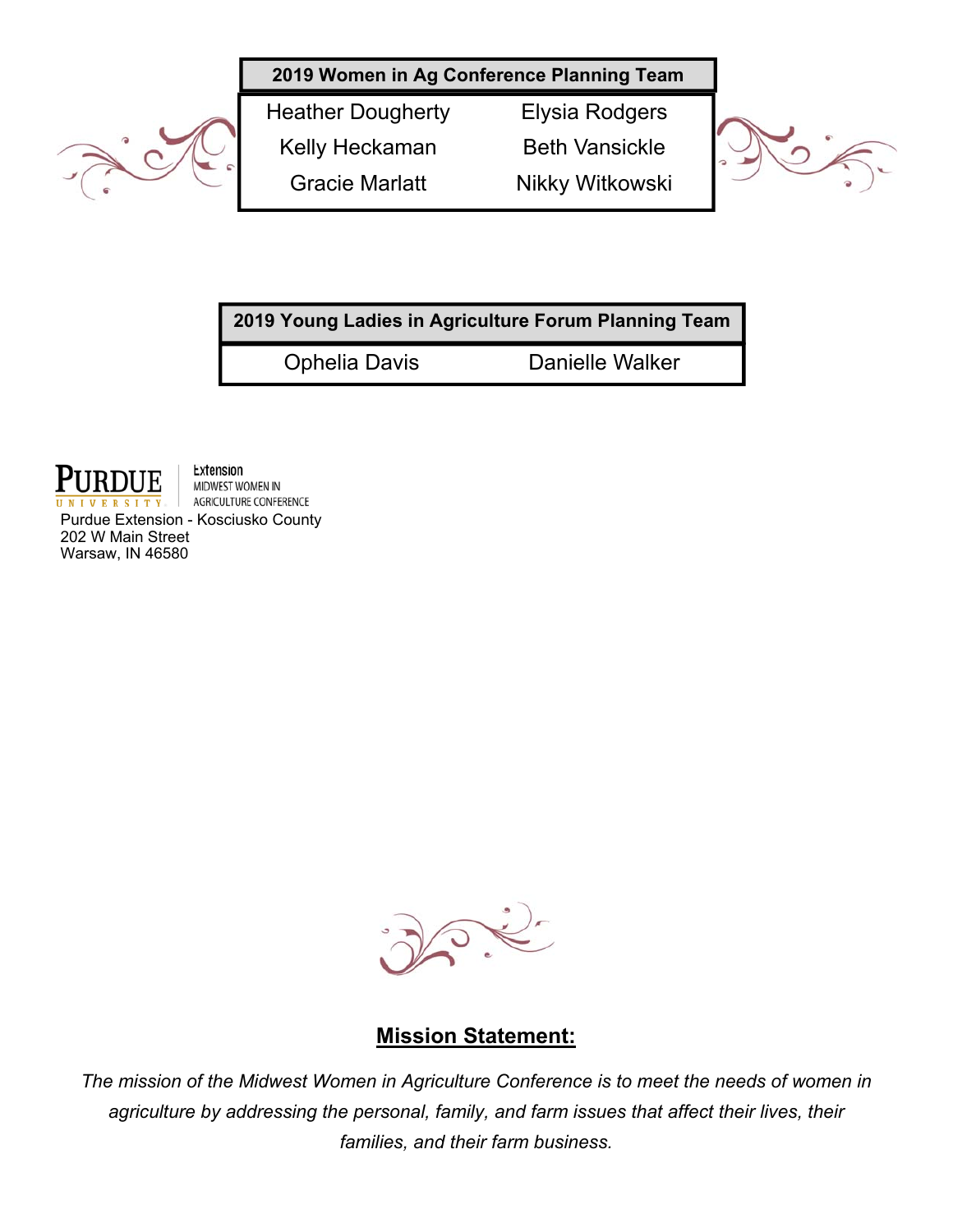| 2019 Women in Ag Conference Planning Team | |
|---|---|
| Heather Dougherty | Elysia Rodgers |
| Kelly Heckaman | Beth Vansickle |
| Gracie Marlatt | Nikky Witkowski |

| 2019 Young Ladies in Agriculture Forum Planning Team | |
|---|---|
| Ophelia Davis | Danielle Walker |

PURDUE UNIVERSITY | Extension MIDWEST WOMEN IN AGRICULTURE CONFERENCE

Purdue Extension - Kosciusko County
202 W Main Street
Warsaw, IN 46580

## **Mission Statement:**

*The mission of the Midwest Women in Agriculture Conference is to meet the needs of women in agriculture by addressing the personal, family, and farm issues that affect their lives, their families, and their farm business.*